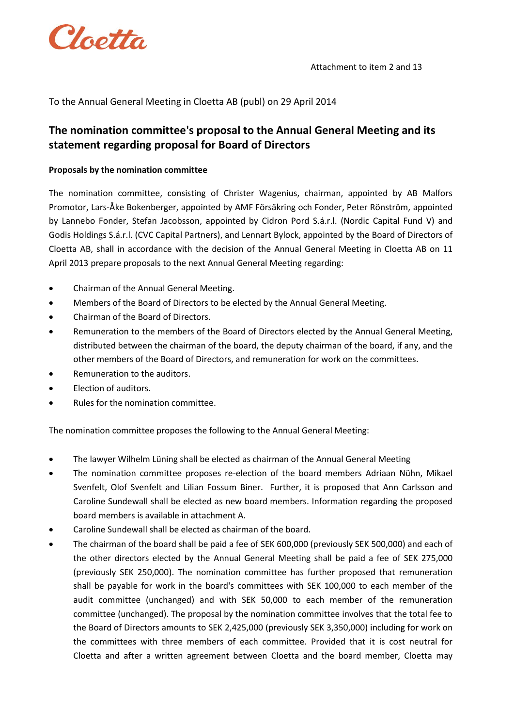Attachment to item 2 and 13

To the Annual General Meeting in Cloetta AB (publ) on 29 April 2014

## The nomination committee's proposal to the Annual General Meeting and its statement regarding proposal for Board of Directors

**Proposals by the nomination committee**

The nomination committee, consisting of Christer Wagenius, chairman, appointed by AB Malfors Promotor, Lars-Åke Bokenberger, appointed by AMF Försäkring och Fonder, Peter Rönström, appointed by Lannebo Fonder, Stefan Jacobsson, appointed by Cidron Pord S.á.r.l. (Nordic Capital Fund V) and Godis Holdings S.á.r.l. (CVC Capital Partners), and Lennart Bylock, appointed by the Board of Directors of Cloetta AB, shall in accordance with the decision of the Annual General Meeting in Cloetta AB on 11 April 2013 prepare proposals to the next Annual General Meeting regarding:

- Chairman of the Annual General Meeting.
- Members of the Board of Directors to be elected by the Annual General Meeting.
- Chairman of the Board of Directors.
- Remuneration to the members of the Board of Directors elected by the Annual General Meeting, distributed between the chairman of the board, the deputy chairman of the board, if any, and the other members of the Board of Directors, and remuneration for work on the committees.
- Remuneration to the auditors.
- Election of auditors.
- Rules for the nomination committee.

The nomination committee proposes the following to the Annual General Meeting:

- The lawyer Wilhelm Lüning shall be elected as chairman of the Annual General Meeting
- The nomination committee proposes re-election of the board members Adriaan Nühn, Mikael Svenfelt, Olof Svenfelt and Lilian Fossum Biner. Further, it is proposed that Ann Carlsson and Caroline Sundewall shall be elected as new board members. Information regarding the proposed board members is available in attachment A.
- Caroline Sundewall shall be elected as chairman of the board.
- The chairman of the board shall be paid a fee of SEK 600,000 (previously SEK 500,000) and each of the other directors elected by the Annual General Meeting shall be paid a fee of SEK 275,000 (previously SEK 250,000). The nomination committee has further proposed that remuneration shall be payable for work in the board's committees with SEK 100,000 to each member of the audit committee (unchanged) and with SEK 50,000 to each member of the remuneration committee (unchanged). The proposal by the nomination committee involves that the total fee to the Board of Directors amounts to SEK 2,425,000 (previously SEK 3,350,000) including for work on the committees with three members of each committee. Provided that it is cost neutral for Cloetta and after a written agreement between Cloetta and the board member, Cloetta may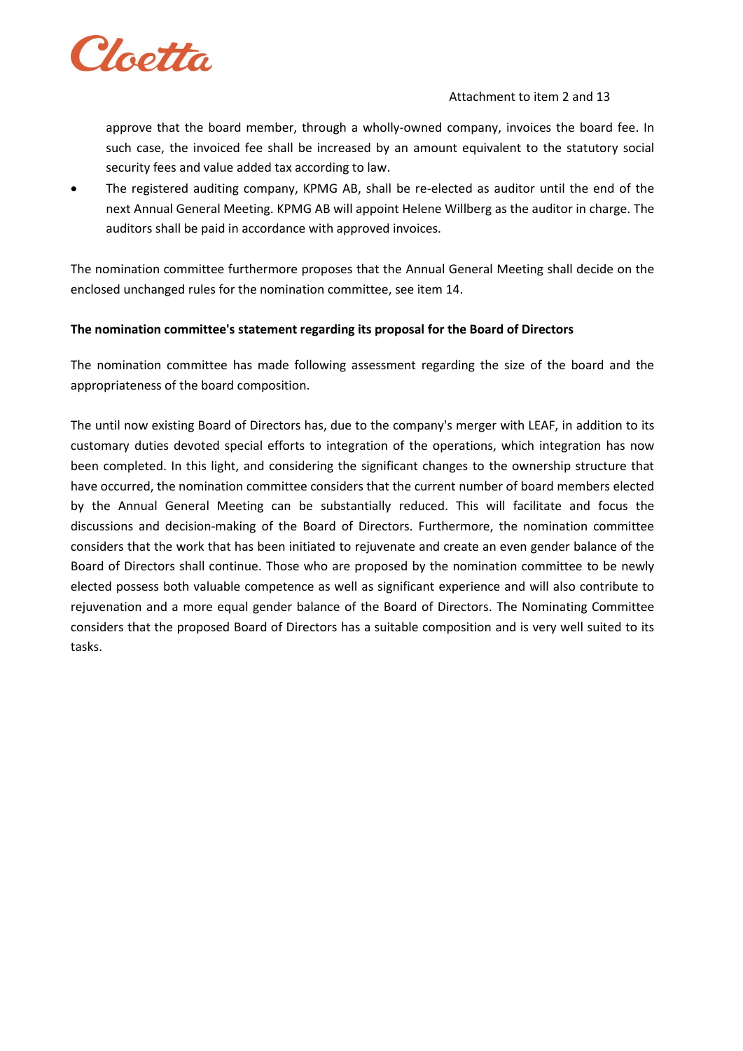approve that the board member, through a wholly-owned company, invoices the board fee. In such case, the invoiced fee shall be increased by an amount equivalent to the statutory social security fees and value added tax according to law.

- The registered auditing company, KPMG AB, shall be re-elected as auditor until the end of the next Annual General Meeting. KPMG AB will appoint Helene Willberg as the auditor in charge. The auditors shall be paid in accordance with approved invoices.

The nomination committee furthermore proposes that the Annual General Meeting shall decide on the enclosed unchanged rules for the nomination committee, see item 14.

**The nomination committee's statement regarding its proposal for the Board of Directors**

The nomination committee has made following assessment regarding the size of the board and the appropriateness of the board composition.

The until now existing Board of Directors has, due to the company's merger with LEAF, in addition to its customary duties devoted special efforts to integration of the operations, which integration has now been completed. In this light, and considering the significant changes to the ownership structure that have occurred, the nomination committee considers that the current number of board members elected by the Annual General Meeting can be substantially reduced. This will facilitate and focus the discussions and decision-making of the Board of Directors. Furthermore, the nomination committee considers that the work that has been initiated to rejuvenate and create an even gender balance of the Board of Directors shall continue. Those who are proposed by the nomination committee to be newly elected possess both valuable competence as well as significant experience and will also contribute to rejuvenation and a more equal gender balance of the Board of Directors. The Nominating Committee considers that the proposed Board of Directors has a suitable composition and is very well suited to its tasks.